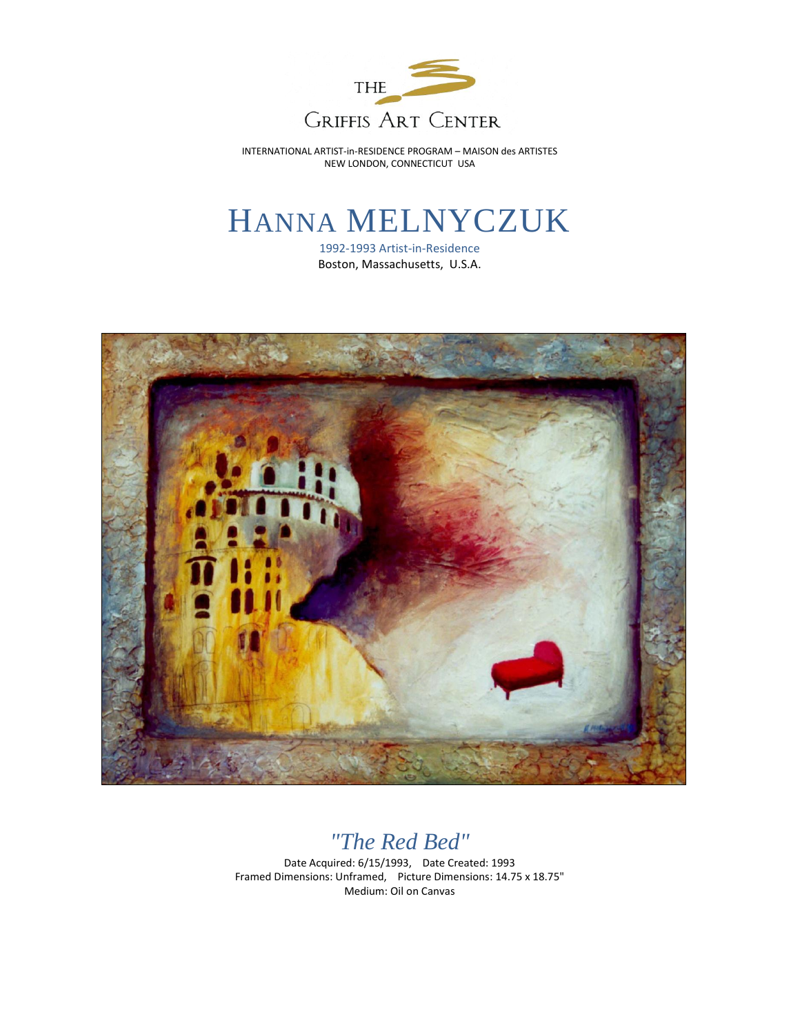THE GRIFFIS ART CENTER

INTERNATIONAL ARTIST-in-RESIDENCE PROGRAM – MAISON des ARTISTES
NEW LONDON, CONNECTICUT USA

# HANNA MELNYCZUK

1992-1993 Artist-in-Residence
Boston, Massachusetts, U.S.A.

## *"The Red Bed"*

Date Acquired: 6/15/1993, Date Created: 1993
Framed Dimensions: Unframed, Picture Dimensions: 14.75 x 18.75"
Medium: Oil on Canvas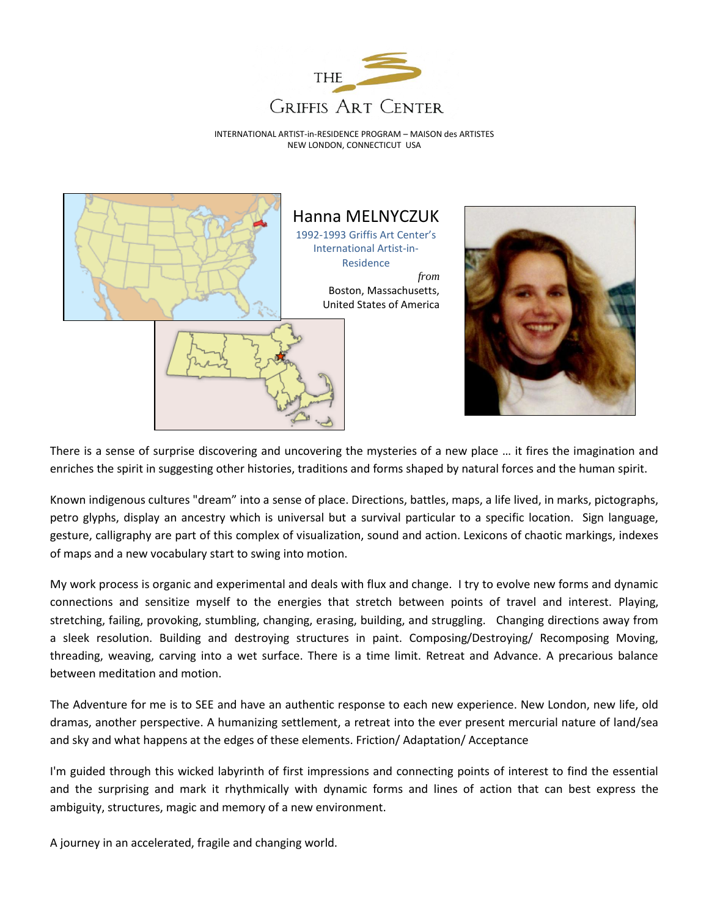THE
GRIFFIS ART CENTER

INTERNATIONAL ARTIST-in-RESIDENCE PROGRAM – MAISON des ARTISTES
NEW LONDON, CONNECTICUT USA

# Hanna MELNYCZUK

1992-1993 Griffis Art Center's International Artist-in-Residence

*from*
Boston, Massachusetts,
United States of America

There is a sense of surprise discovering and uncovering the mysteries of a new place … it fires the imagination and enriches the spirit in suggesting other histories, traditions and forms shaped by natural forces and the human spirit.

Known indigenous cultures "dream" into a sense of place. Directions, battles, maps, a life lived, in marks, pictographs, petro glyphs, display an ancestry which is universal but a survival particular to a specific location. Sign language, gesture, calligraphy are part of this complex of visualization, sound and action. Lexicons of chaotic markings, indexes of maps and a new vocabulary start to swing into motion.

My work process is organic and experimental and deals with flux and change. I try to evolve new forms and dynamic connections and sensitize myself to the energies that stretch between points of travel and interest. Playing, stretching, failing, provoking, stumbling, changing, erasing, building, and struggling. Changing directions away from a sleek resolution. Building and destroying structures in paint. Composing/Destroying/ Recomposing Moving, threading, weaving, carving into a wet surface. There is a time limit. Retreat and Advance. A precarious balance between meditation and motion.

The Adventure for me is to SEE and have an authentic response to each new experience. New London, new life, old dramas, another perspective. A humanizing settlement, a retreat into the ever present mercurial nature of land/sea and sky and what happens at the edges of these elements. Friction/ Adaptation/ Acceptance

I'm guided through this wicked labyrinth of first impressions and connecting points of interest to find the essential and the surprising and mark it rhythmically with dynamic forms and lines of action that can best express the ambiguity, structures, magic and memory of a new environment.

A journey in an accelerated, fragile and changing world.